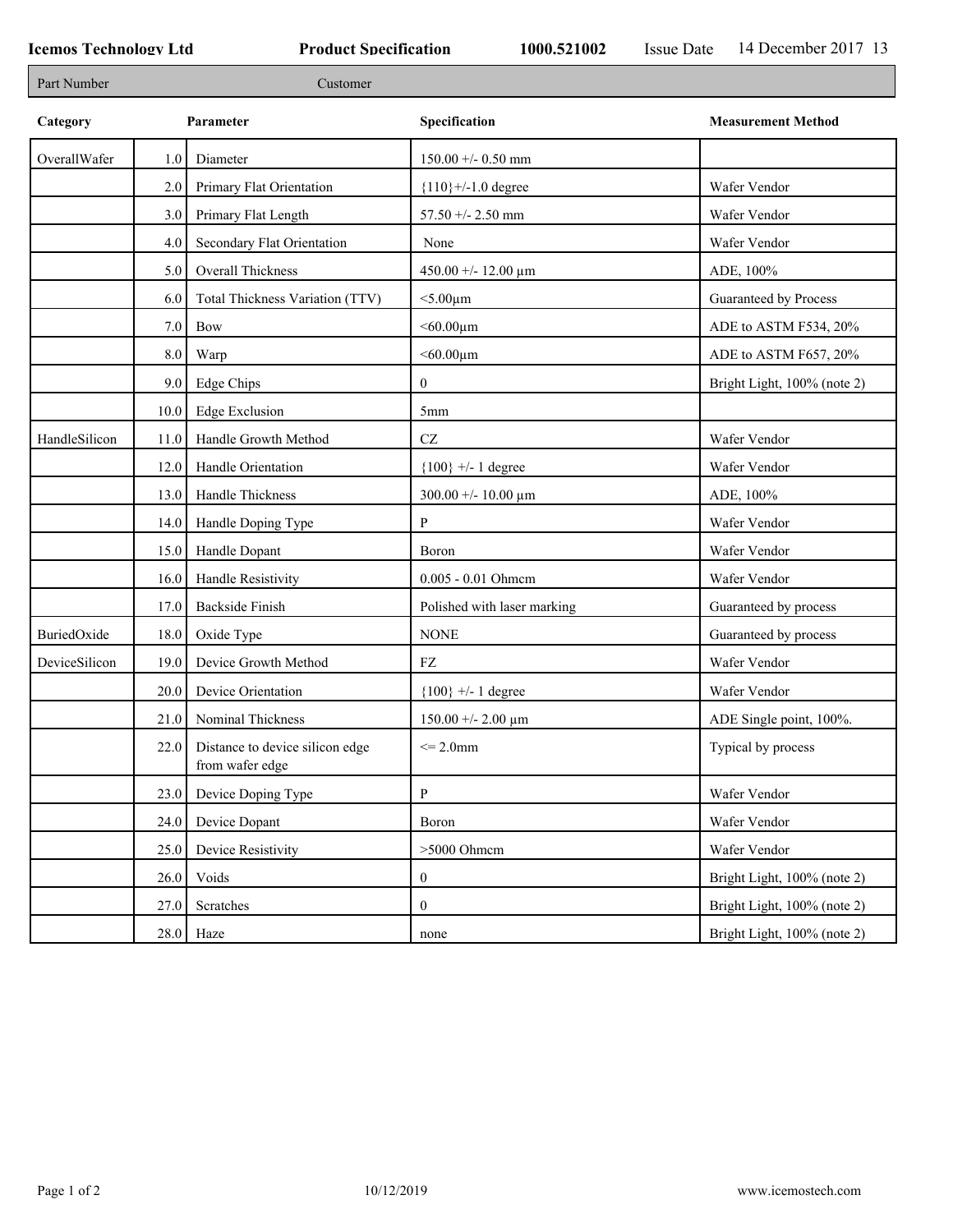**Icemos Technology Ltd** **Product Specification** **1000.521002** Issue Date 14 December 2017 13

| Part Number | Customer |
|---|---|

| Category | | Parameter | Specification | Measurement Method |
|---|---|---|---|---|
| OverallWafer | 1.0 | Diameter | 150.00 +/- 0.50 mm | |
| | 2.0 | Primary Flat Orientation | {110}+/-1.0 degree | Wafer Vendor |
| | 3.0 | Primary Flat Length | 57.50 +/- 2.50 mm | Wafer Vendor |
| | 4.0 | Secondary Flat Orientation | None | Wafer Vendor |
| | 5.0 | Overall Thickness | 450.00 +/- 12.00 µm | ADE, 100% |
| | 6.0 | Total Thickness Variation (TTV) | <5.00µm | Guaranteed by Process |
| | 7.0 | Bow | <60.00µm | ADE to ASTM F534, 20% |
| | 8.0 | Warp | <60.00µm | ADE to ASTM F657, 20% |
| | 9.0 | Edge Chips | 0 | Bright Light, 100% (note 2) |
| | 10.0 | Edge Exclusion | 5mm | |
| HandleSilicon | 11.0 | Handle Growth Method | CZ | Wafer Vendor |
| | 12.0 | Handle Orientation | {100} +/- 1 degree | Wafer Vendor |
| | 13.0 | Handle Thickness | 300.00 +/- 10.00 µm | ADE, 100% |
| | 14.0 | Handle Doping Type | P | Wafer Vendor |
| | 15.0 | Handle Dopant | Boron | Wafer Vendor |
| | 16.0 | Handle Resistivity | 0.005 - 0.01 Ohmcm | Wafer Vendor |
| | 17.0 | Backside Finish | Polished with laser marking | Guaranteed by process |
| BuriedOxide | 18.0 | Oxide Type | NONE | Guaranteed by process |
| DeviceSilicon | 19.0 | Device Growth Method | FZ | Wafer Vendor |
| | 20.0 | Device Orientation | {100} +/- 1 degree | Wafer Vendor |
| | 21.0 | Nominal Thickness | 150.00 +/- 2.00 µm | ADE Single point, 100%. |
| | 22.0 | Distance to device silicon edge from wafer edge | <= 2.0mm | Typical by process |
| | 23.0 | Device Doping Type | P | Wafer Vendor |
| | 24.0 | Device Dopant | Boron | Wafer Vendor |
| | 25.0 | Device Resistivity | >5000 Ohmcm | Wafer Vendor |
| | 26.0 | Voids | 0 | Bright Light, 100% (note 2) |
| | 27.0 | Scratches | 0 | Bright Light, 100% (note 2) |
| | 28.0 | Haze | none | Bright Light, 100% (note 2) |

10/12/2019 www.icemostech.com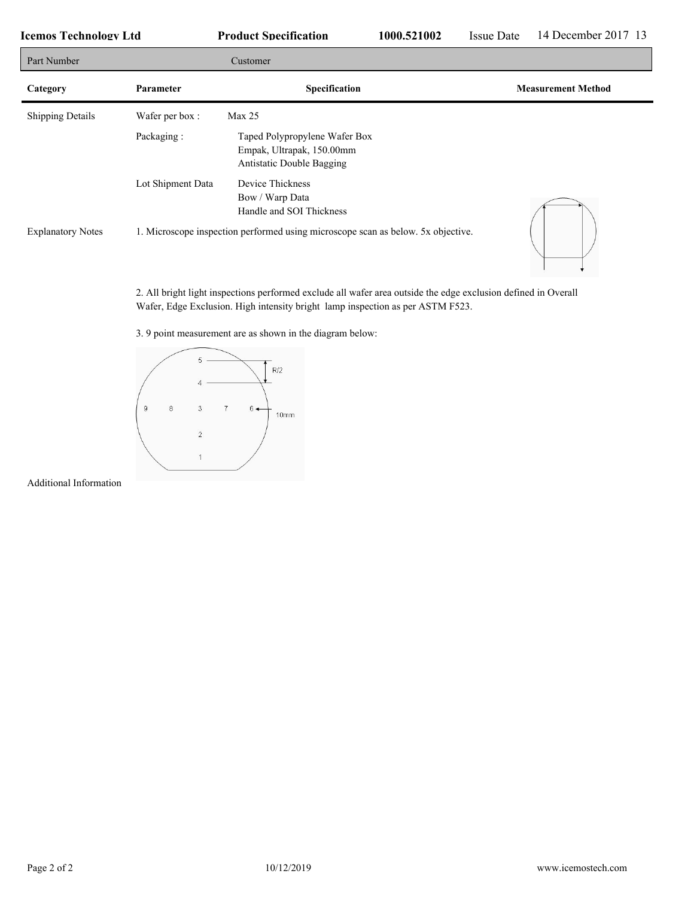| Category | Parameter | Specification | Measurement Method |
|---|---|---|---|
| Shipping Details | Wafer per box : | Max 25 | |
| | Packaging : | Taped Polypropylene Wafer Box<br>Empak, Ultrapak, 150.00mm<br>Antistatic Double Bagging | |
| | Lot Shipment Data | Device Thickness<br>Bow / Warp Data<br>Handle and SOI Thickness | |
| Explanatory Notes | 1. Microscope inspection performed using microscope scan as below. 5x objective. | | |

2. All bright light inspections performed exclude all wafer area outside the edge exclusion defined in Overall Wafer, Edge Exclusion. High intensity bright lamp inspection as per ASTM F523.

3. 9 point measurement are as shown in the diagram below:

5
4
R/2
9 8 3 7 6
10mm
2
1

Additional Information